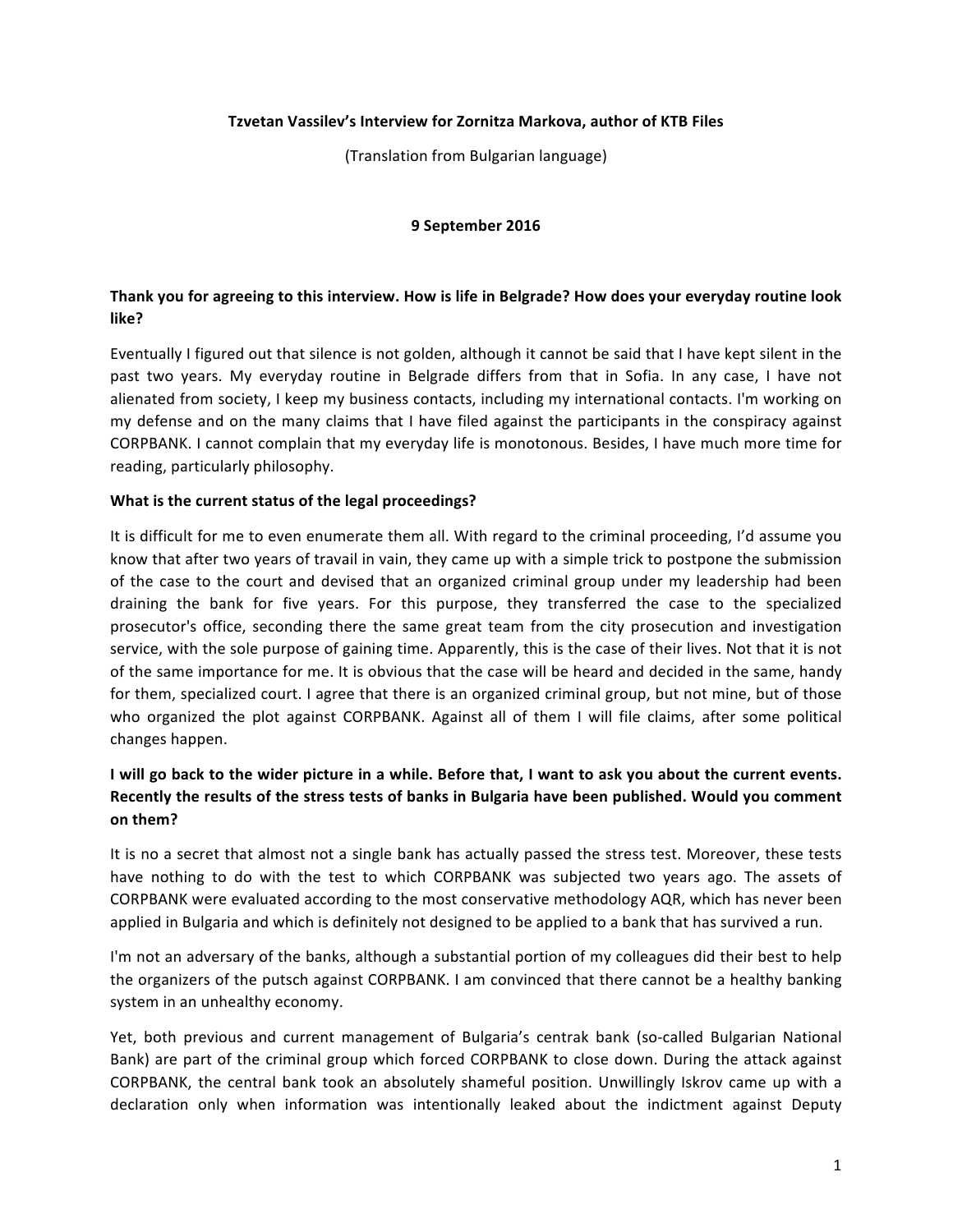**Tzvetan Vassilev's Interview for Zornitza Markova, author of KTB Files**

(Translation from Bulgarian language)

**9 September 2016**

**Thank you for agreeing to this interview. How is life in Belgrade? How does your everyday routine look like?**

Eventually I figured out that silence is not golden, although it cannot be said that I have kept silent in the past two years. My everyday routine in Belgrade differs from that in Sofia. In any case, I have not alienated from society, I keep my business contacts, including my international contacts. I'm working on my defense and on the many claims that I have filed against the participants in the conspiracy against CORPBANK. I cannot complain that my everyday life is monotonous. Besides, I have much more time for reading, particularly philosophy.

**What is the current status of the legal proceedings?**

It is difficult for me to even enumerate them all. With regard to the criminal proceeding, I'd assume you know that after two years of travail in vain, they came up with a simple trick to postpone the submission of the case to the court and devised that an organized criminal group under my leadership had been draining the bank for five years. For this purpose, they transferred the case to the specialized prosecutor's office, seconding there the same great team from the city prosecution and investigation service, with the sole purpose of gaining time. Apparently, this is the case of their lives. Not that it is not of the same importance for me. It is obvious that the case will be heard and decided in the same, handy for them, specialized court. I agree that there is an organized criminal group, but not mine, but of those who organized the plot against CORPBANK. Against all of them I will file claims, after some political changes happen.

**I will go back to the wider picture in a while. Before that, I want to ask you about the current events. Recently the results of the stress tests of banks in Bulgaria have been published. Would you comment on them?**

It is no a secret that almost not a single bank has actually passed the stress test. Moreover, these tests have nothing to do with the test to which CORPBANK was subjected two years ago. The assets of CORPBANK were evaluated according to the most conservative methodology AQR, which has never been applied in Bulgaria and which is definitely not designed to be applied to a bank that has survived a run.

I'm not an adversary of the banks, although a substantial portion of my colleagues did their best to help the organizers of the putsch against CORPBANK. I am convinced that there cannot be a healthy banking system in an unhealthy economy.

Yet, both previous and current management of Bulgaria's centrak bank (so-called Bulgarian National Bank) are part of the criminal group which forced CORPBANK to close down. During the attack against CORPBANK, the central bank took an absolutely shameful position. Unwillingly Iskrov came up with a declaration only when information was intentionally leaked about the indictment against Deputy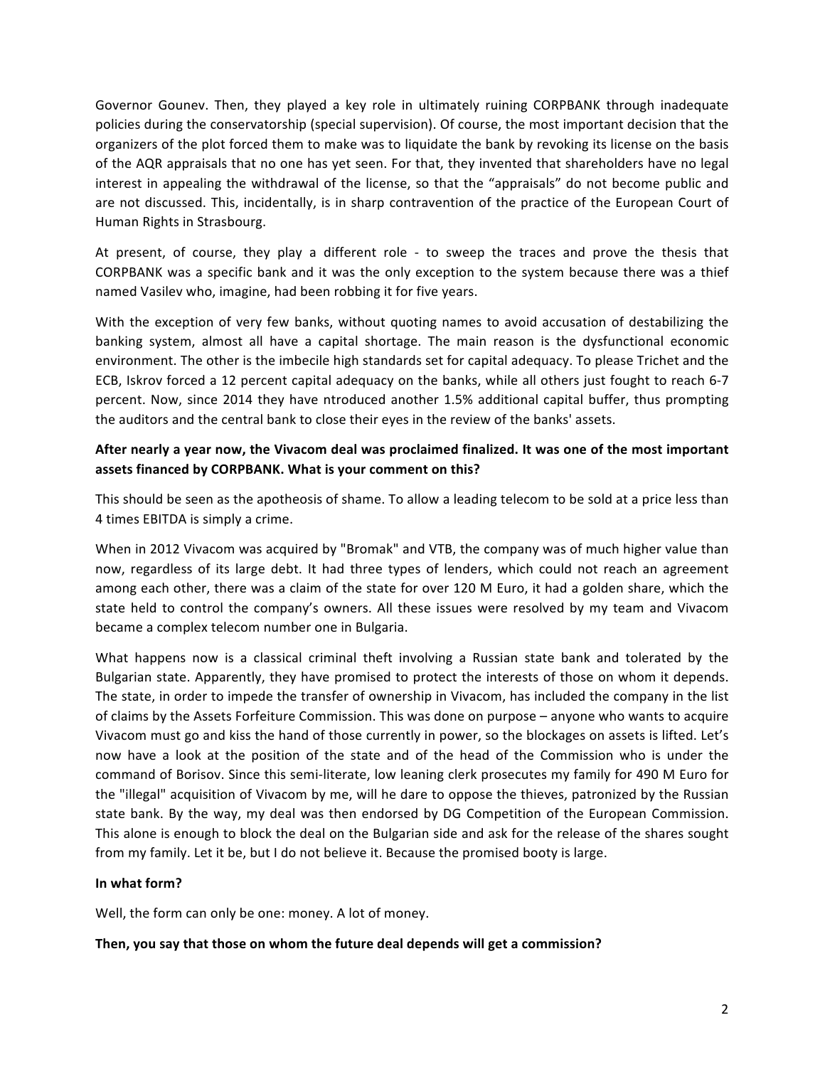Governor Gounev. Then, they played a key role in ultimately ruining CORPBANK through inadequate policies during the conservatorship (special supervision). Of course, the most important decision that the organizers of the plot forced them to make was to liquidate the bank by revoking its license on the basis of the AQR appraisals that no one has yet seen. For that, they invented that shareholders have no legal interest in appealing the withdrawal of the license, so that the "appraisals" do not become public and are not discussed. This, incidentally, is in sharp contravention of the practice of the European Court of Human Rights in Strasbourg.

At present, of course, they play a different role - to sweep the traces and prove the thesis that CORPBANK was a specific bank and it was the only exception to the system because there was a thief named Vasilev who, imagine, had been robbing it for five years.

With the exception of very few banks, without quoting names to avoid accusation of destabilizing the banking system, almost all have a capital shortage. The main reason is the dysfunctional economic environment. The other is the imbecile high standards set for capital adequacy. To please Trichet and the ECB, Iskrov forced a 12 percent capital adequacy on the banks, while all others just fought to reach 6-7 percent. Now, since 2014 they have ntroduced another 1.5% additional capital buffer, thus prompting the auditors and the central bank to close their eyes in the review of the banks' assets.

**After nearly a year now, the Vivacom deal was proclaimed finalized. It was one of the most important assets financed by CORPBANK. What is your comment on this?**

This should be seen as the apotheosis of shame. To allow a leading telecom to be sold at a price less than 4 times EBITDA is simply a crime.

When in 2012 Vivacom was acquired by "Bromak" and VTB, the company was of much higher value than now, regardless of its large debt. It had three types of lenders, which could not reach an agreement among each other, there was a claim of the state for over 120 M Euro, it had a golden share, which the state held to control the company's owners. All these issues were resolved by my team and Vivacom became a complex telecom number one in Bulgaria.

What happens now is a classical criminal theft involving a Russian state bank and tolerated by the Bulgarian state. Apparently, they have promised to protect the interests of those on whom it depends. The state, in order to impede the transfer of ownership in Vivacom, has included the company in the list of claims by the Assets Forfeiture Commission. This was done on purpose – anyone who wants to acquire Vivacom must go and kiss the hand of those currently in power, so the blockages on assets is lifted. Let's now have a look at the position of the state and of the head of the Commission who is under the command of Borisov. Since this semi-literate, low leaning clerk prosecutes my family for 490 M Euro for the "illegal" acquisition of Vivacom by me, will he dare to oppose the thieves, patronized by the Russian state bank. By the way, my deal was then endorsed by DG Competition of the European Commission. This alone is enough to block the deal on the Bulgarian side and ask for the release of the shares sought from my family. Let it be, but I do not believe it. Because the promised booty is large.

**In what form?**

Well, the form can only be one: money. A lot of money.

**Then, you say that those on whom the future deal depends will get a commission?**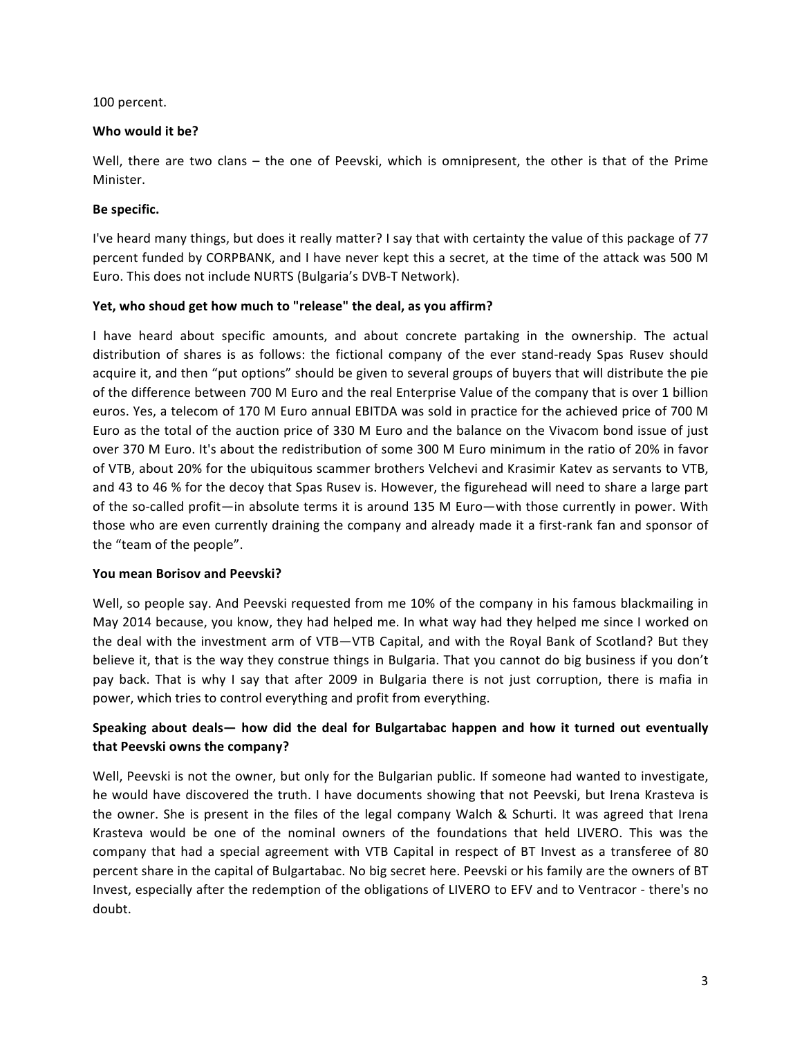100 percent.

**Who would it be?**

Well, there are two clans – the one of Peevski, which is omnipresent, the other is that of the Prime Minister.

**Be specific.**

I've heard many things, but does it really matter? I say that with certainty the value of this package of 77 percent funded by CORPBANK, and I have never kept this a secret, at the time of the attack was 500 M Euro. This does not include NURTS (Bulgaria's DVB-T Network).

**Yet, who shoud get how much to "release" the deal, as you affirm?**

I have heard about specific amounts, and about concrete partaking in the ownership. The actual distribution of shares is as follows: the fictional company of the ever stand-ready Spas Rusev should acquire it, and then "put options" should be given to several groups of buyers that will distribute the pie of the difference between 700 M Euro and the real Enterprise Value of the company that is over 1 billion euros. Yes, a telecom of 170 M Euro annual EBITDA was sold in practice for the achieved price of 700 M Euro as the total of the auction price of 330 M Euro and the balance on the Vivacom bond issue of just over 370 M Euro. It's about the redistribution of some 300 M Euro minimum in the ratio of 20% in favor of VTB, about 20% for the ubiquitous scammer brothers Velchevi and Krasimir Katev as servants to VTB, and 43 to 46 % for the decoy that Spas Rusev is. However, the figurehead will need to share a large part of the so-called profit—in absolute terms it is around 135 M Euro—with those currently in power. With those who are even currently draining the company and already made it a first-rank fan and sponsor of the "team of the people".

**You mean Borisov and Peevski?**

Well, so people say. And Peevski requested from me 10% of the company in his famous blackmailing in May 2014 because, you know, they had helped me. In what way had they helped me since I worked on the deal with the investment arm of VTB—VTB Capital, and with the Royal Bank of Scotland? But they believe it, that is the way they construe things in Bulgaria. That you cannot do big business if you don't pay back. That is why I say that after 2009 in Bulgaria there is not just corruption, there is mafia in power, which tries to control everything and profit from everything.

**Speaking about deals— how did the deal for Bulgartabac happen and how it turned out eventually that Peevski owns the company?**

Well, Peevski is not the owner, but only for the Bulgarian public. If someone had wanted to investigate, he would have discovered the truth. I have documents showing that not Peevski, but Irena Krasteva is the owner. She is present in the files of the legal company Walch & Schurti. It was agreed that Irena Krasteva would be one of the nominal owners of the foundations that held LIVERO. This was the company that had a special agreement with VTB Capital in respect of BT Invest as a transferee of 80 percent share in the capital of Bulgartabac. No big secret here. Peevski or his family are the owners of BT Invest, especially after the redemption of the obligations of LIVERO to EFV and to Ventracor - there's no doubt.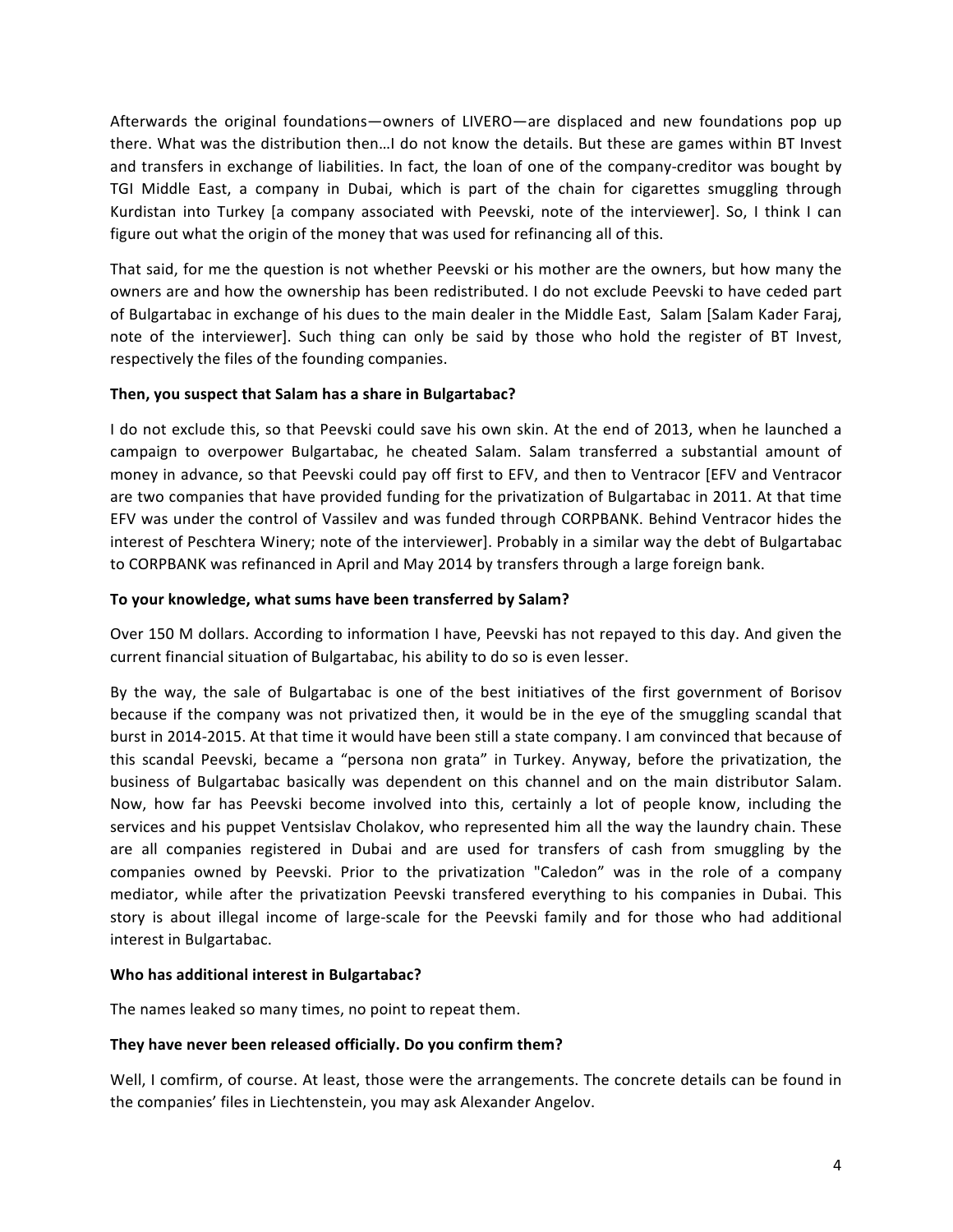Afterwards the original foundations—owners of LIVERO—are displaced and new foundations pop up there. What was the distribution then…I do not know the details. But these are games within BT Invest and transfers in exchange of liabilities. In fact, the loan of one of the company-creditor was bought by TGI Middle East, a company in Dubai, which is part of the chain for cigarettes smuggling through Kurdistan into Turkey [a company associated with Peevski, note of the interviewer]. So, I think I can figure out what the origin of the money that was used for refinancing all of this.

That said, for me the question is not whether Peevski or his mother are the owners, but how many the owners are and how the ownership has been redistributed. I do not exclude Peevski to have ceded part of Bulgartabac in exchange of his dues to the main dealer in the Middle East, Salam [Salam Kader Faraj, note of the interviewer]. Such thing can only be said by those who hold the register of BT Invest, respectively the files of the founding companies.

**Then, you suspect that Salam has a share in Bulgartabac?**

I do not exclude this, so that Peevski could save his own skin. At the end of 2013, when he launched a campaign to overpower Bulgartabac, he cheated Salam. Salam transferred a substantial amount of money in advance, so that Peevski could pay off first to EFV, and then to Ventracor [EFV and Ventracor are two companies that have provided funding for the privatization of Bulgartabac in 2011. At that time EFV was under the control of Vassilev and was funded through CORPBANK. Behind Ventracor hides the interest of Peschtera Winery; note of the interviewer]. Probably in a similar way the debt of Bulgartabac to CORPBANK was refinanced in April and May 2014 by transfers through a large foreign bank.

**To your knowledge, what sums have been transferred by Salam?**

Over 150 M dollars. According to information I have, Peevski has not repayed to this day. And given the current financial situation of Bulgartabac, his ability to do so is even lesser.

By the way, the sale of Bulgartabac is one of the best initiatives of the first government of Borisov because if the company was not privatized then, it would be in the eye of the smuggling scandal that burst in 2014-2015. At that time it would have been still a state company. I am convinced that because of this scandal Peevski, became a "persona non grata" in Turkey. Anyway, before the privatization, the business of Bulgartabac basically was dependent on this channel and on the main distributor Salam. Now, how far has Peevski become involved into this, certainly a lot of people know, including the services and his puppet Ventsislav Cholakov, who represented him all the way the laundry chain. These are all companies registered in Dubai and are used for transfers of cash from smuggling by the companies owned by Peevski. Prior to the privatization "Caledon" was in the role of a company mediator, while after the privatization Peevski transfered everything to his companies in Dubai. This story is about illegal income of large-scale for the Peevski family and for those who had additional interest in Bulgartabac.

**Who has additional interest in Bulgartabac?**

The names leaked so many times, no point to repeat them.

**They have never been released officially. Do you confirm them?**

Well, I comfirm, of course. At least, those were the arrangements. The concrete details can be found in the companies' files in Liechtenstein, you may ask Alexander Angelov.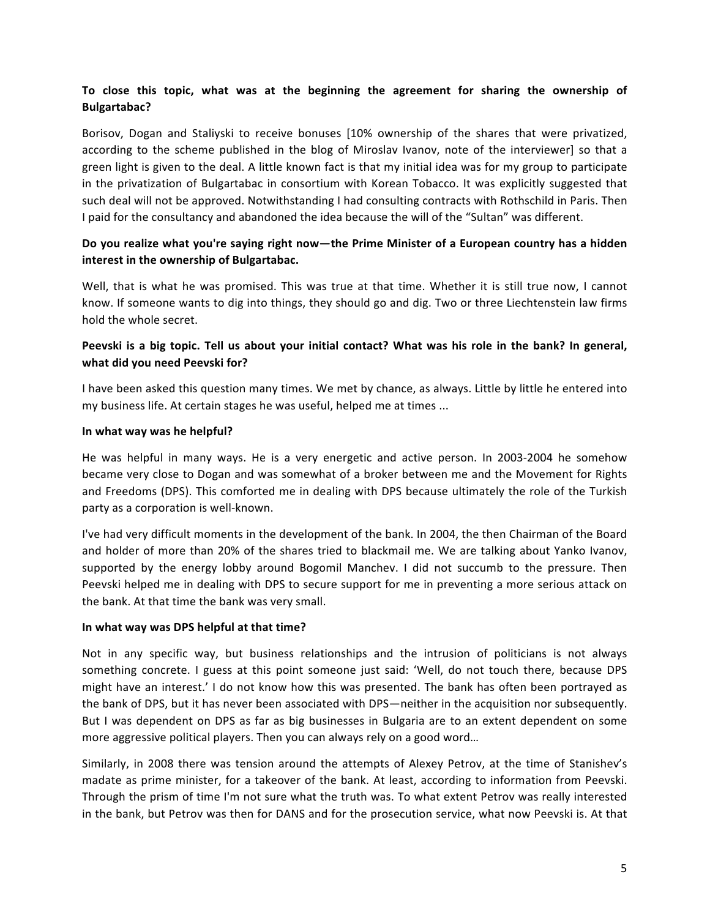**To close this topic, what was at the beginning the agreement for sharing the ownership of Bulgartabac?**

Borisov, Dogan and Staliyski to receive bonuses [10% ownership of the shares that were privatized, according to the scheme published in the blog of Miroslav Ivanov, note of the interviewer] so that a green light is given to the deal. A little known fact is that my initial idea was for my group to participate in the privatization of Bulgartabac in consortium with Korean Tobacco. It was explicitly suggested that such deal will not be approved. Notwithstanding I had consulting contracts with Rothschild in Paris. Then I paid for the consultancy and abandoned the idea because the will of the "Sultan" was different.

**Do you realize what you're saying right now—the Prime Minister of a European country has a hidden interest in the ownership of Bulgartabac.**

Well, that is what he was promised. This was true at that time. Whether it is still true now, I cannot know. If someone wants to dig into things, they should go and dig. Two or three Liechtenstein law firms hold the whole secret.

**Peevski is a big topic. Tell us about your initial contact? What was his role in the bank? In general, what did you need Peevski for?**

I have been asked this question many times. We met by chance, as always. Little by little he entered into my business life. At certain stages he was useful, helped me at times ...

**In what way was he helpful?**

He was helpful in many ways. He is a very energetic and active person. In 2003-2004 he somehow became very close to Dogan and was somewhat of a broker between me and the Movement for Rights and Freedoms (DPS). This comforted me in dealing with DPS because ultimately the role of the Turkish party as a corporation is well-known.

I've had very difficult moments in the development of the bank. In 2004, the then Chairman of the Board and holder of more than 20% of the shares tried to blackmail me. We are talking about Yanko Ivanov, supported by the energy lobby around Bogomil Manchev. I did not succumb to the pressure. Then Peevski helped me in dealing with DPS to secure support for me in preventing a more serious attack on the bank. At that time the bank was very small.

**In what way was DPS helpful at that time?**

Not in any specific way, but business relationships and the intrusion of politicians is not always something concrete. I guess at this point someone just said: 'Well, do not touch there, because DPS might have an interest.' I do not know how this was presented. The bank has often been portrayed as the bank of DPS, but it has never been associated with DPS—neither in the acquisition nor subsequently. But I was dependent on DPS as far as big businesses in Bulgaria are to an extent dependent on some more aggressive political players. Then you can always rely on a good word…

Similarly, in 2008 there was tension around the attempts of Alexey Petrov, at the time of Stanishev's madate as prime minister, for a takeover of the bank. At least, according to information from Peevski. Through the prism of time I'm not sure what the truth was. To what extent Petrov was really interested in the bank, but Petrov was then for DANS and for the prosecution service, what now Peevski is. At that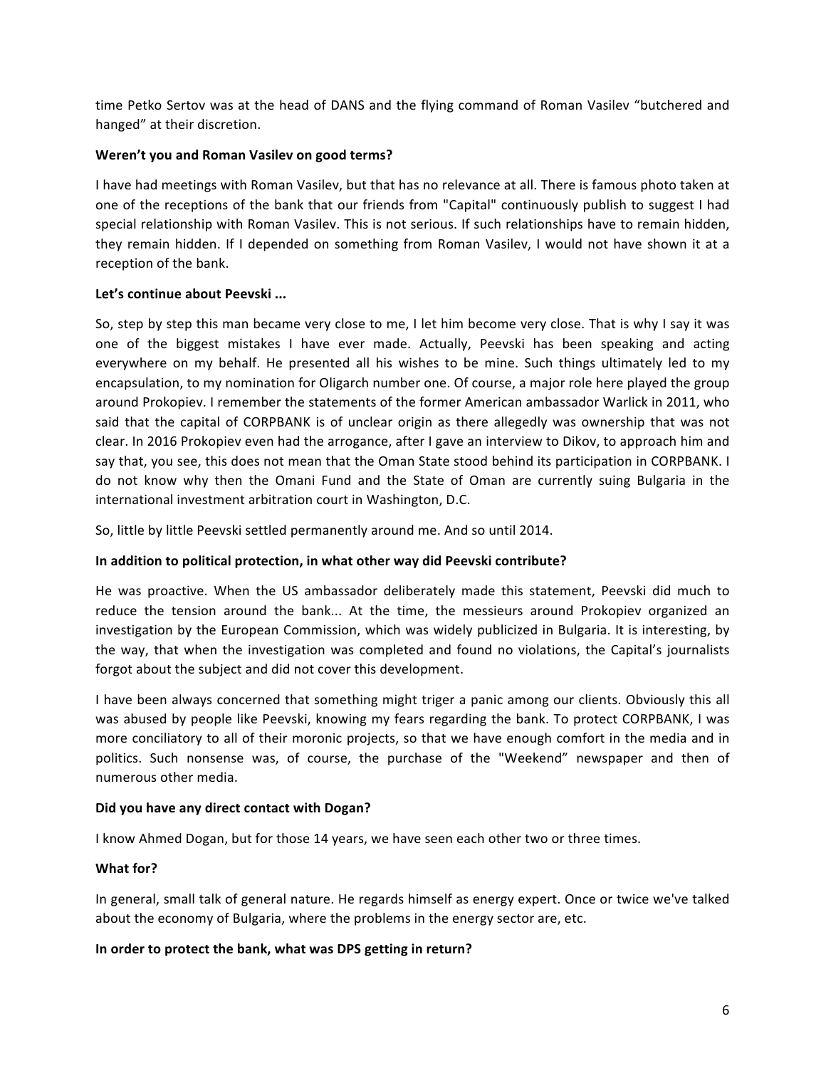time Petko Sertov was at the head of DANS and the flying command of Roman Vasilev "butchered and hanged" at their discretion.

**Weren't you and Roman Vasilev on good terms?**

I have had meetings with Roman Vasilev, but that has no relevance at all. There is famous photo taken at one of the receptions of the bank that our friends from "Capital" continuously publish to suggest I had special relationship with Roman Vasilev. This is not serious. If such relationships have to remain hidden, they remain hidden. If I depended on something from Roman Vasilev, I would not have shown it at a reception of the bank.

**Let's continue about Peevski ...**

So, step by step this man became very close to me, I let him become very close. That is why I say it was one of the biggest mistakes I have ever made. Actually, Peevski has been speaking and acting everywhere on my behalf. He presented all his wishes to be mine. Such things ultimately led to my encapsulation, to my nomination for Oligarch number one. Of course, a major role here played the group around Prokopiev. I remember the statements of the former American ambassador Warlick in 2011, who said that the capital of CORPBANK is of unclear origin as there allegedly was ownership that was not clear. In 2016 Prokopiev even had the arrogance, after I gave an interview to Dikov, to approach him and say that, you see, this does not mean that the Oman State stood behind its participation in CORPBANK. I do not know why then the Omani Fund and the State of Oman are currently suing Bulgaria in the international investment arbitration court in Washington, D.C.

So, little by little Peevski settled permanently around me. And so until 2014.

**In addition to political protection, in what other way did Peevski contribute?**

He was proactive. When the US ambassador deliberately made this statement, Peevski did much to reduce the tension around the bank... At the time, the messieurs around Prokopiev organized an investigation by the European Commission, which was widely publicized in Bulgaria. It is interesting, by the way, that when the investigation was completed and found no violations, the Capital's journalists forgot about the subject and did not cover this development.

I have been always concerned that something might triger a panic among our clients. Obviously this all was abused by people like Peevski, knowing my fears regarding the bank. To protect CORPBANK, I was more conciliatory to all of their moronic projects, so that we have enough comfort in the media and in politics. Such nonsense was, of course, the purchase of the "Weekend" newspaper and then of numerous other media.

**Did you have any direct contact with Dogan?**

I know Ahmed Dogan, but for those 14 years, we have seen each other two or three times.

**What for?**

In general, small talk of general nature. He regards himself as energy expert. Once or twice we've talked about the economy of Bulgaria, where the problems in the energy sector are, etc.

**In order to protect the bank, what was DPS getting in return?**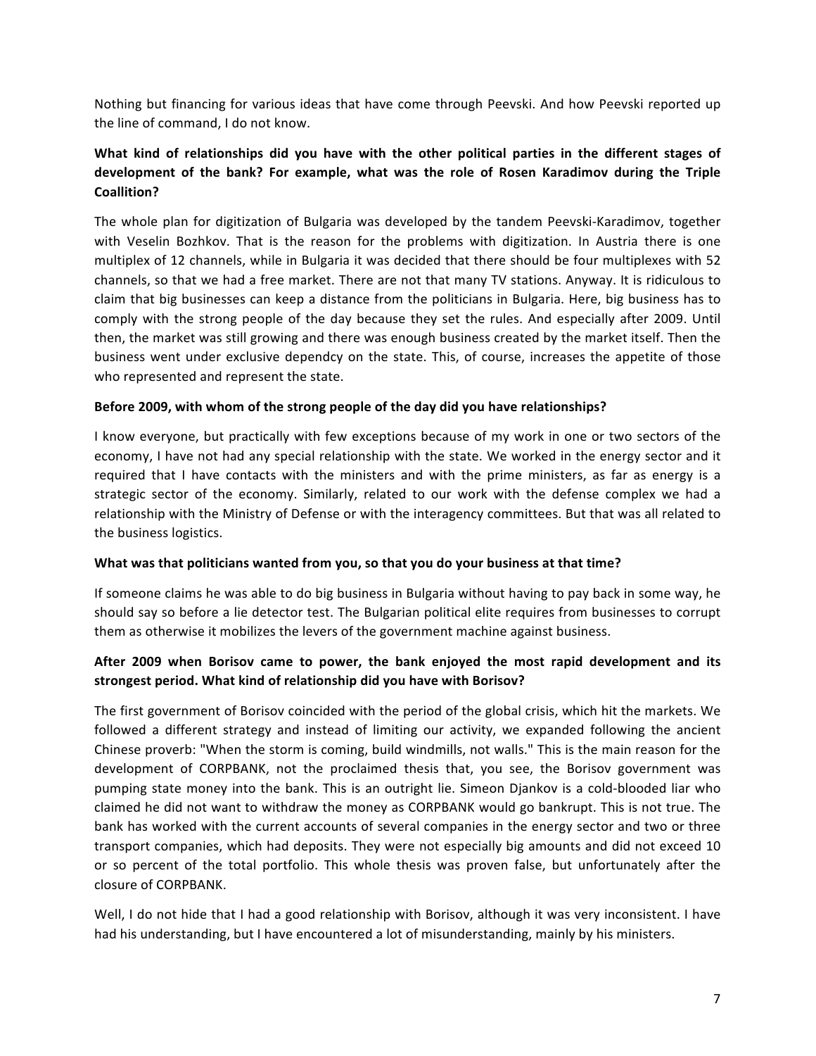Nothing but financing for various ideas that have come through Peevski. And how Peevski reported up the line of command, I do not know.

**What kind of relationships did you have with the other political parties in the different stages of development of the bank? For example, what was the role of Rosen Karadimov during the Triple Coallition?**

The whole plan for digitization of Bulgaria was developed by the tandem Peevski-Karadimov, together with Veselin Bozhkov. That is the reason for the problems with digitization. In Austria there is one multiplex of 12 channels, while in Bulgaria it was decided that there should be four multiplexes with 52 channels, so that we had a free market. There are not that many TV stations. Anyway. It is ridiculous to claim that big businesses can keep a distance from the politicians in Bulgaria. Here, big business has to comply with the strong people of the day because they set the rules. And especially after 2009. Until then, the market was still growing and there was enough business created by the market itself. Then the business went under exclusive dependcy on the state. This, of course, increases the appetite of those who represented and represent the state.

**Before 2009, with whom of the strong people of the day did you have relationships?**

I know everyone, but practically with few exceptions because of my work in one or two sectors of the economy, I have not had any special relationship with the state. We worked in the energy sector and it required that I have contacts with the ministers and with the prime ministers, as far as energy is a strategic sector of the economy. Similarly, related to our work with the defense complex we had a relationship with the Ministry of Defense or with the interagency committees. But that was all related to the business logistics.

**What was that politicians wanted from you, so that you do your business at that time?**

If someone claims he was able to do big business in Bulgaria without having to pay back in some way, he should say so before a lie detector test. The Bulgarian political elite requires from businesses to corrupt them as otherwise it mobilizes the levers of the government machine against business.

**After 2009 when Borisov came to power, the bank enjoyed the most rapid development and its strongest period. What kind of relationship did you have with Borisov?**

The first government of Borisov coincided with the period of the global crisis, which hit the markets. We followed a different strategy and instead of limiting our activity, we expanded following the ancient Chinese proverb: "When the storm is coming, build windmills, not walls." This is the main reason for the development of CORPBANK, not the proclaimed thesis that, you see, the Borisov government was pumping state money into the bank. This is an outright lie. Simeon Djankov is a cold-blooded liar who claimed he did not want to withdraw the money as CORPBANK would go bankrupt. This is not true. The bank has worked with the current accounts of several companies in the energy sector and two or three transport companies, which had deposits. They were not especially big amounts and did not exceed 10 or so percent of the total portfolio. This whole thesis was proven false, but unfortunately after the closure of CORPBANK.

Well, I do not hide that I had a good relationship with Borisov, although it was very inconsistent. I have had his understanding, but I have encountered a lot of misunderstanding, mainly by his ministers.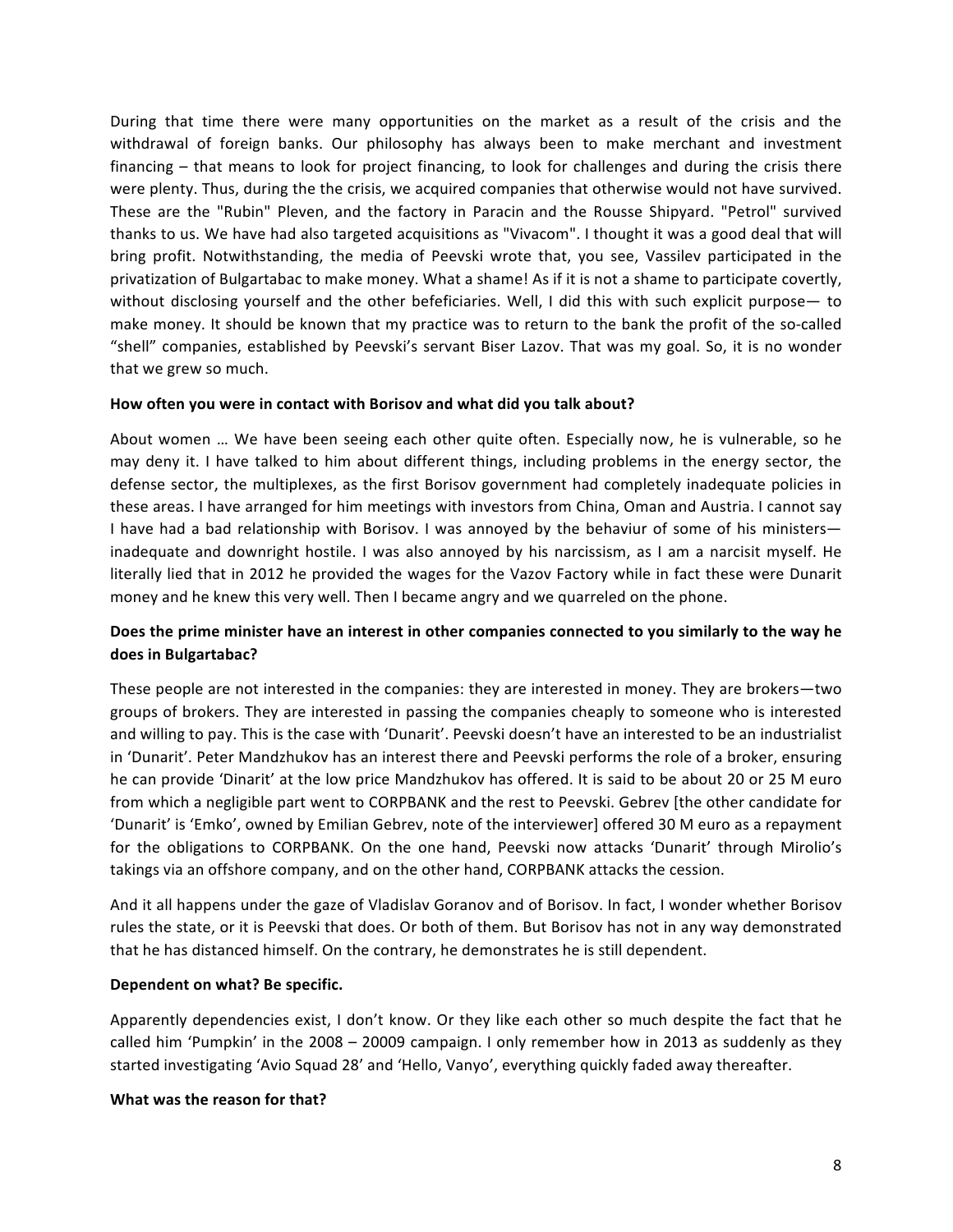During that time there were many opportunities on the market as a result of the crisis and the withdrawal of foreign banks. Our philosophy has always been to make merchant and investment financing – that means to look for project financing, to look for challenges and during the crisis there were plenty. Thus, during the the crisis, we acquired companies that otherwise would not have survived. These are the "Rubin" Pleven, and the factory in Paracin and the Rousse Shipyard. "Petrol" survived thanks to us. We have had also targeted acquisitions as "Vivacom". I thought it was a good deal that will bring profit. Notwithstanding, the media of Peevski wrote that, you see, Vassilev participated in the privatization of Bulgartabac to make money. What a shame! As if it is not a shame to participate covertly, without disclosing yourself and the other befeficiaries. Well, I did this with such explicit purpose— to make money. It should be known that my practice was to return to the bank the profit of the so-called "shell" companies, established by Peevski's servant Biser Lazov. That was my goal. So, it is no wonder that we grew so much.

**How often you were in contact with Borisov and what did you talk about?**

About women … We have been seeing each other quite often. Especially now, he is vulnerable, so he may deny it. I have talked to him about different things, including problems in the energy sector, the defense sector, the multiplexes, as the first Borisov government had completely inadequate policies in these areas. I have arranged for him meetings with investors from China, Oman and Austria. I cannot say I have had a bad relationship with Borisov. I was annoyed by the behaviur of some of his ministers— inadequate and downright hostile. I was also annoyed by his narcissism, as I am a narcisit myself. He literally lied that in 2012 he provided the wages for the Vazov Factory while in fact these were Dunarit money and he knew this very well. Then I became angry and we quarreled on the phone.

**Does the prime minister have an interest in other companies connected to you similarly to the way he does in Bulgartabac?**

These people are not interested in the companies: they are interested in money. They are brokers—two groups of brokers. They are interested in passing the companies cheaply to someone who is interested and willing to pay. This is the case with 'Dunarit'. Peevski doesn't have an interested to be an industrialist in 'Dunarit'. Peter Mandzhukov has an interest there and Peevski performs the role of a broker, ensuring he can provide 'Dinarit' at the low price Mandzhukov has offered. It is said to be about 20 or 25 M euro from which a negligible part went to CORPBANK and the rest to Peevski. Gebrev [the other candidate for 'Dunarit' is 'Emko', owned by Emilian Gebrev, note of the interviewer] offered 30 M euro as a repayment for the obligations to CORPBANK. On the one hand, Peevski now attacks 'Dunarit' through Mirolio's takings via an offshore company, and on the other hand, CORPBANK attacks the cession.

And it all happens under the gaze of Vladislav Goranov and of Borisov. In fact, I wonder whether Borisov rules the state, or it is Peevski that does. Or both of them. But Borisov has not in any way demonstrated that he has distanced himself. On the contrary, he demonstrates he is still dependent.

**Dependent on what? Be specific.**

Apparently dependencies exist, I don't know. Or they like each other so much despite the fact that he called him 'Pumpkin' in the 2008 – 20009 campaign. I only remember how in 2013 as suddenly as they started investigating 'Avio Squad 28' and 'Hello, Vanyo', everything quickly faded away thereafter.

**What was the reason for that?**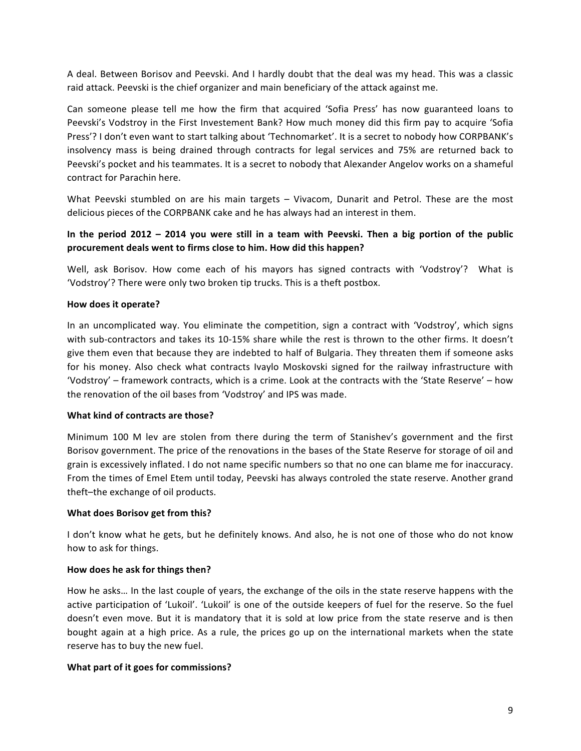A deal. Between Borisov and Peevski. And I hardly doubt that the deal was my head. This was a classic raid attack. Peevski is the chief organizer and main beneficiary of the attack against me.

Can someone please tell me how the firm that acquired 'Sofia Press' has now guaranteed loans to Peevski's Vodstroy in the First Investement Bank? How much money did this firm pay to acquire 'Sofia Press'? I don't even want to start talking about 'Technomarket'. It is a secret to nobody how CORPBANK's insolvency mass is being drained through contracts for legal services and 75% are returned back to Peevski's pocket and his teammates. It is a secret to nobody that Alexander Angelov works on a shameful contract for Parachin here.

What Peevski stumbled on are his main targets – Vivacom, Dunarit and Petrol. These are the most delicious pieces of the CORPBANK cake and he has always had an interest in them.

**In the period 2012 – 2014 you were still in a team with Peevski. Then a big portion of the public procurement deals went to firms close to him. How did this happen?**

Well, ask Borisov. How come each of his mayors has signed contracts with 'Vodstroy'? What is 'Vodstroy'? There were only two broken tip trucks. This is a theft postbox.

**How does it operate?**

In an uncomplicated way. You eliminate the competition, sign a contract with 'Vodstroy', which signs with sub-contractors and takes its 10-15% share while the rest is thrown to the other firms. It doesn't give them even that because they are indebted to half of Bulgaria. They threaten them if someone asks for his money. Also check what contracts Ivaylo Moskovski signed for the railway infrastructure with 'Vodstroy' – framework contracts, which is a crime. Look at the contracts with the 'State Reserve' – how the renovation of the oil bases from 'Vodstroy' and IPS was made.

**What kind of contracts are those?**

Minimum 100 M lev are stolen from there during the term of Stanishev's government and the first Borisov government. The price of the renovations in the bases of the State Reserve for storage of oil and grain is excessively inflated. I do not name specific numbers so that no one can blame me for inaccuracy. From the times of Emel Etem until today, Peevski has always controled the state reserve. Another grand theft–the exchange of oil products.

**What does Borisov get from this?**

I don't know what he gets, but he definitely knows. And also, he is not one of those who do not know how to ask for things.

**How does he ask for things then?**

How he asks… In the last couple of years, the exchange of the oils in the state reserve happens with the active participation of 'Lukoil'. 'Lukoil' is one of the outside keepers of fuel for the reserve. So the fuel doesn't even move. But it is mandatory that it is sold at low price from the state reserve and is then bought again at a high price. As a rule, the prices go up on the international markets when the state reserve has to buy the new fuel.

**What part of it goes for commissions?**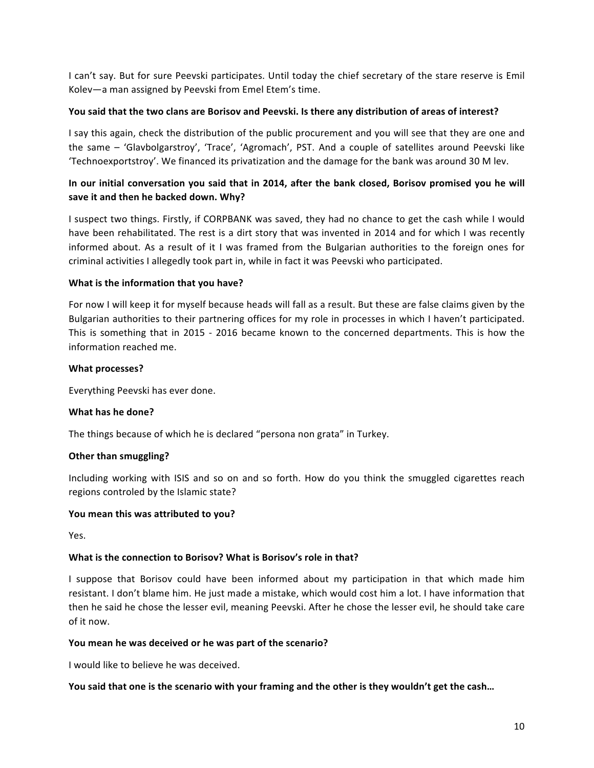I can't say. But for sure Peevski participates. Until today the chief secretary of the stare reserve is Emil Kolev—a man assigned by Peevski from Emel Etem's time.

**You said that the two clans are Borisov and Peevski. Is there any distribution of areas of interest?**

I say this again, check the distribution of the public procurement and you will see that they are one and the same – 'Glavbolgarstroy', 'Trace', 'Agromach', PST. And a couple of satellites around Peevski like 'Technoexportstroy'. We financed its privatization and the damage for the bank was around 30 M lev.

**In our initial conversation you said that in 2014, after the bank closed, Borisov promised you he will save it and then he backed down. Why?**

I suspect two things. Firstly, if CORPBANK was saved, they had no chance to get the cash while I would have been rehabilitated. The rest is a dirt story that was invented in 2014 and for which I was recently informed about. As a result of it I was framed from the Bulgarian authorities to the foreign ones for criminal activities I allegedly took part in, while in fact it was Peevski who participated.

**What is the information that you have?**

For now I will keep it for myself because heads will fall as a result. But these are false claims given by the Bulgarian authorities to their partnering offices for my role in processes in which I haven't participated. This is something that in 2015 - 2016 became known to the concerned departments. This is how the information reached me.

**What processes?**

Everything Peevski has ever done.

**What has he done?**

The things because of which he is declared "persona non grata" in Turkey.

**Other than smuggling?**

Including working with ISIS and so on and so forth. How do you think the smuggled cigarettes reach regions controled by the Islamic state?

**You mean this was attributed to you?**

Yes.

**What is the connection to Borisov? What is Borisov's role in that?**

I suppose that Borisov could have been informed about my participation in that which made him resistant. I don't blame him. He just made a mistake, which would cost him a lot. I have information that then he said he chose the lesser evil, meaning Peevski. After he chose the lesser evil, he should take care of it now.

**You mean he was deceived or he was part of the scenario?**

I would like to believe he was deceived.

**You said that one is the scenario with your framing and the other is they wouldn't get the cash…**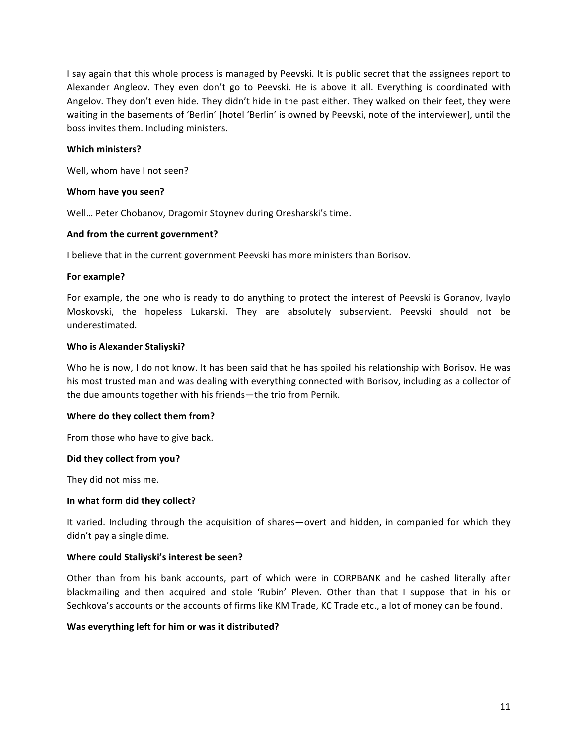I say again that this whole process is managed by Peevski. It is public secret that the assignees report to Alexander Angleov. They even don't go to Peevski. He is above it all. Everything is coordinated with Angelov. They don't even hide. They didn't hide in the past either. They walked on their feet, they were waiting in the basements of 'Berlin' [hotel 'Berlin' is owned by Peevski, note of the interviewer], until the boss invites them. Including ministers.

**Which ministers?**

Well, whom have I not seen?

**Whom have you seen?**

Well… Peter Chobanov, Dragomir Stoynev during Oresharski's time.

**And from the current government?**

I believe that in the current government Peevski has more ministers than Borisov.

**For example?**

For example, the one who is ready to do anything to protect the interest of Peevski is Goranov, Ivaylo Moskovski, the hopeless Lukarski. They are absolutely subservient. Peevski should not be underestimated.

**Who is Alexander Staliyski?**

Who he is now, I do not know. It has been said that he has spoiled his relationship with Borisov. He was his most trusted man and was dealing with everything connected with Borisov, including as a collector of the due amounts together with his friends—the trio from Pernik.

**Where do they collect them from?**

From those who have to give back.

**Did they collect from you?**

They did not miss me.

**In what form did they collect?**

It varied. Including through the acquisition of shares—overt and hidden, in companied for which they didn't pay a single dime.

**Where could Staliyski's interest be seen?**

Other than from his bank accounts, part of which were in CORPBANK and he cashed literally after blackmailing and then acquired and stole 'Rubin' Pleven. Other than that I suppose that in his or Sechkova's accounts or the accounts of firms like KM Trade, KC Trade etc., a lot of money can be found.

**Was everything left for him or was it distributed?**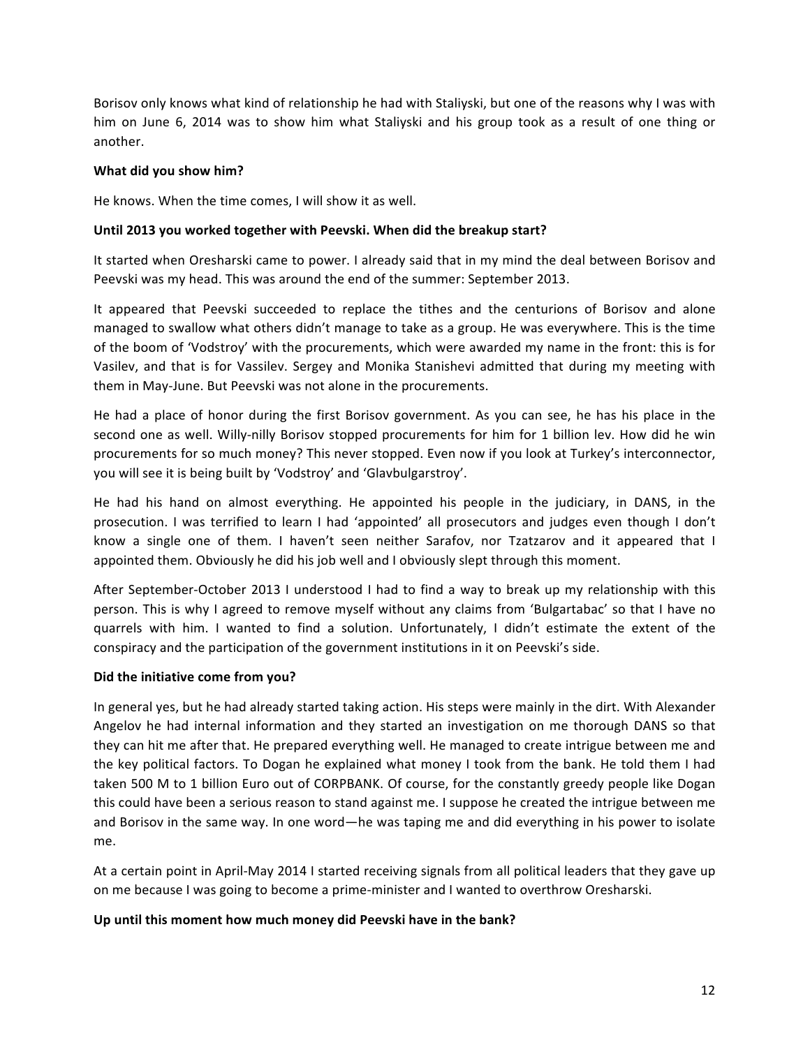Borisov only knows what kind of relationship he had with Staliyski, but one of the reasons why I was with him on June 6, 2014 was to show him what Staliyski and his group took as a result of one thing or another.

**What did you show him?**

He knows. When the time comes, I will show it as well.

**Until 2013 you worked together with Peevski. When did the breakup start?**

It started when Oresharski came to power. I already said that in my mind the deal between Borisov and Peevski was my head. This was around the end of the summer: September 2013.

It appeared that Peevski succeeded to replace the tithes and the centurions of Borisov and alone managed to swallow what others didn't manage to take as a group. He was everywhere. This is the time of the boom of 'Vodstroy' with the procurements, which were awarded my name in the front: this is for Vasilev, and that is for Vassilev. Sergey and Monika Stanishevi admitted that during my meeting with them in May-June. But Peevski was not alone in the procurements.

He had a place of honor during the first Borisov government. As you can see, he has his place in the second one as well. Willy-nilly Borisov stopped procurements for him for 1 billion lev. How did he win procurements for so much money? This never stopped. Even now if you look at Turkey's interconnector, you will see it is being built by 'Vodstroy' and 'Glavbulgarstroy'.

He had his hand on almost everything. He appointed his people in the judiciary, in DANS, in the prosecution. I was terrified to learn I had 'appointed' all prosecutors and judges even though I don't know a single one of them. I haven't seen neither Sarafov, nor Tzatzarov and it appeared that I appointed them. Obviously he did his job well and I obviously slept through this moment.

After September-October 2013 I understood I had to find a way to break up my relationship with this person. This is why I agreed to remove myself without any claims from 'Bulgartabac' so that I have no quarrels with him. I wanted to find a solution. Unfortunately, I didn't estimate the extent of the conspiracy and the participation of the government institutions in it on Peevski's side.

**Did the initiative come from you?**

In general yes, but he had already started taking action. His steps were mainly in the dirt. With Alexander Angelov he had internal information and they started an investigation on me thorough DANS so that they can hit me after that. He prepared everything well. He managed to create intrigue between me and the key political factors. To Dogan he explained what money I took from the bank. He told them I had taken 500 M to 1 billion Euro out of CORPBANK. Of course, for the constantly greedy people like Dogan this could have been a serious reason to stand against me. I suppose he created the intrigue between me and Borisov in the same way. In one word—he was taping me and did everything in his power to isolate me.

At a certain point in April-May 2014 I started receiving signals from all political leaders that they gave up on me because I was going to become a prime-minister and I wanted to overthrow Oresharski.

**Up until this moment how much money did Peevski have in the bank?**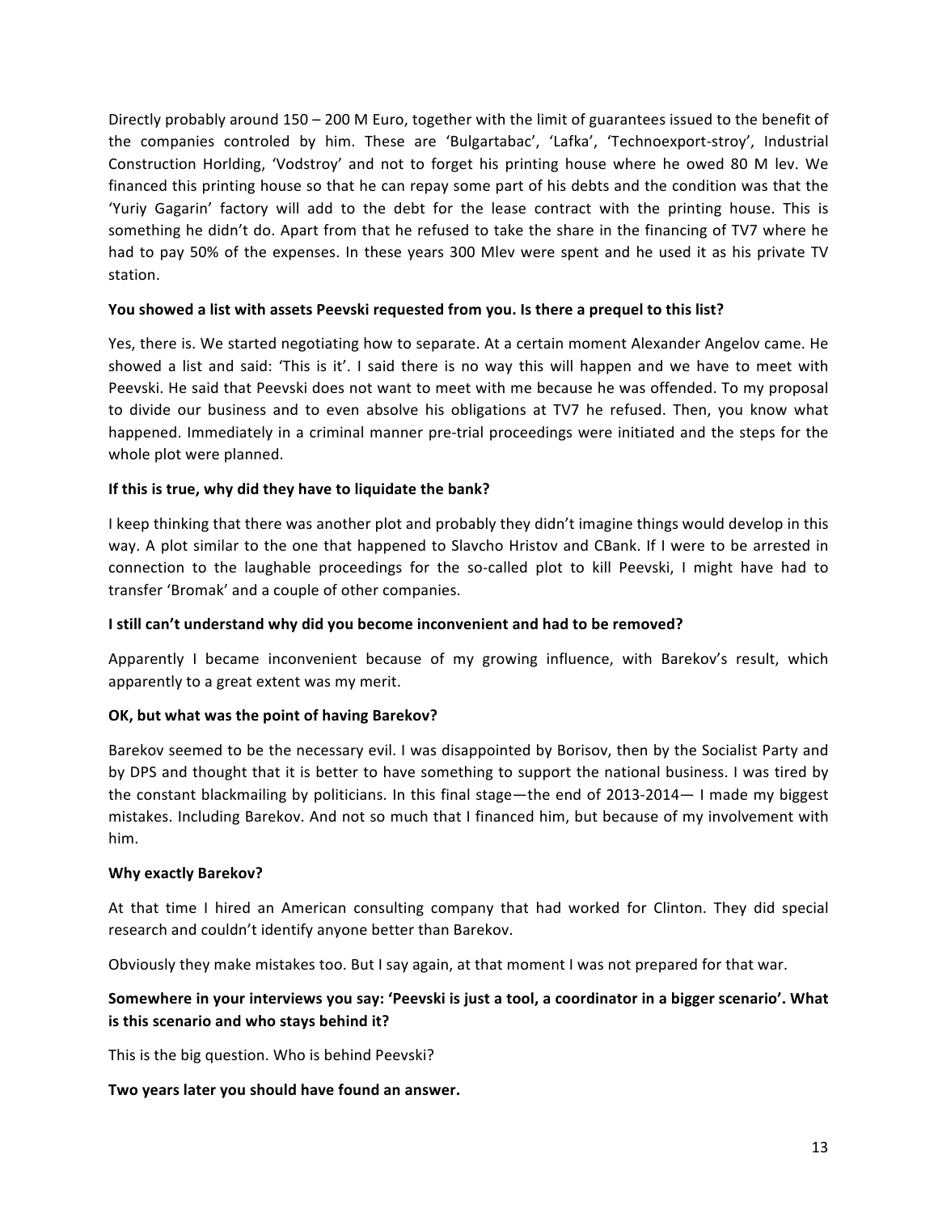Directly probably around 150 – 200 M Euro, together with the limit of guarantees issued to the benefit of the companies controled by him. These are 'Bulgartabac', 'Lafka', 'Technoexport-stroy', Industrial Construction Horlding, 'Vodstroy' and not to forget his printing house where he owed 80 M lev. We financed this printing house so that he can repay some part of his debts and the condition was that the 'Yuriy Gagarin' factory will add to the debt for the lease contract with the printing house. This is something he didn't do. Apart from that he refused to take the share in the financing of TV7 where he had to pay 50% of the expenses. In these years 300 Mlev were spent and he used it as his private TV station.

**You showed a list with assets Peevski requested from you. Is there a prequel to this list?**

Yes, there is. We started negotiating how to separate. At a certain moment Alexander Angelov came. He showed a list and said: 'This is it'. I said there is no way this will happen and we have to meet with Peevski. He said that Peevski does not want to meet with me because he was offended. To my proposal to divide our business and to even absolve his obligations at TV7 he refused. Then, you know what happened. Immediately in a criminal manner pre-trial proceedings were initiated and the steps for the whole plot were planned.

**If this is true, why did they have to liquidate the bank?**

I keep thinking that there was another plot and probably they didn't imagine things would develop in this way. A plot similar to the one that happened to Slavcho Hristov and CBank. If I were to be arrested in connection to the laughable proceedings for the so-called plot to kill Peevski, I might have had to transfer 'Bromak' and a couple of other companies.

**I still can't understand why did you become inconvenient and had to be removed?**

Apparently I became inconvenient because of my growing influence, with Barekov's result, which apparently to a great extent was my merit.

**OK, but what was the point of having Barekov?**

Barekov seemed to be the necessary evil. I was disappointed by Borisov, then by the Socialist Party and by DPS and thought that it is better to have something to support the national business. I was tired by the constant blackmailing by politicians. In this final stage—the end of 2013-2014— I made my biggest mistakes. Including Barekov. And not so much that I financed him, but because of my involvement with him.

**Why exactly Barekov?**

At that time I hired an American consulting company that had worked for Clinton. They did special research and couldn't identify anyone better than Barekov.

Obviously they make mistakes too. But I say again, at that moment I was not prepared for that war.

**Somewhere in your interviews you say: 'Peevski is just a tool, a coordinator in a bigger scenario'. What is this scenario and who stays behind it?**

This is the big question. Who is behind Peevski?

**Two years later you should have found an answer.**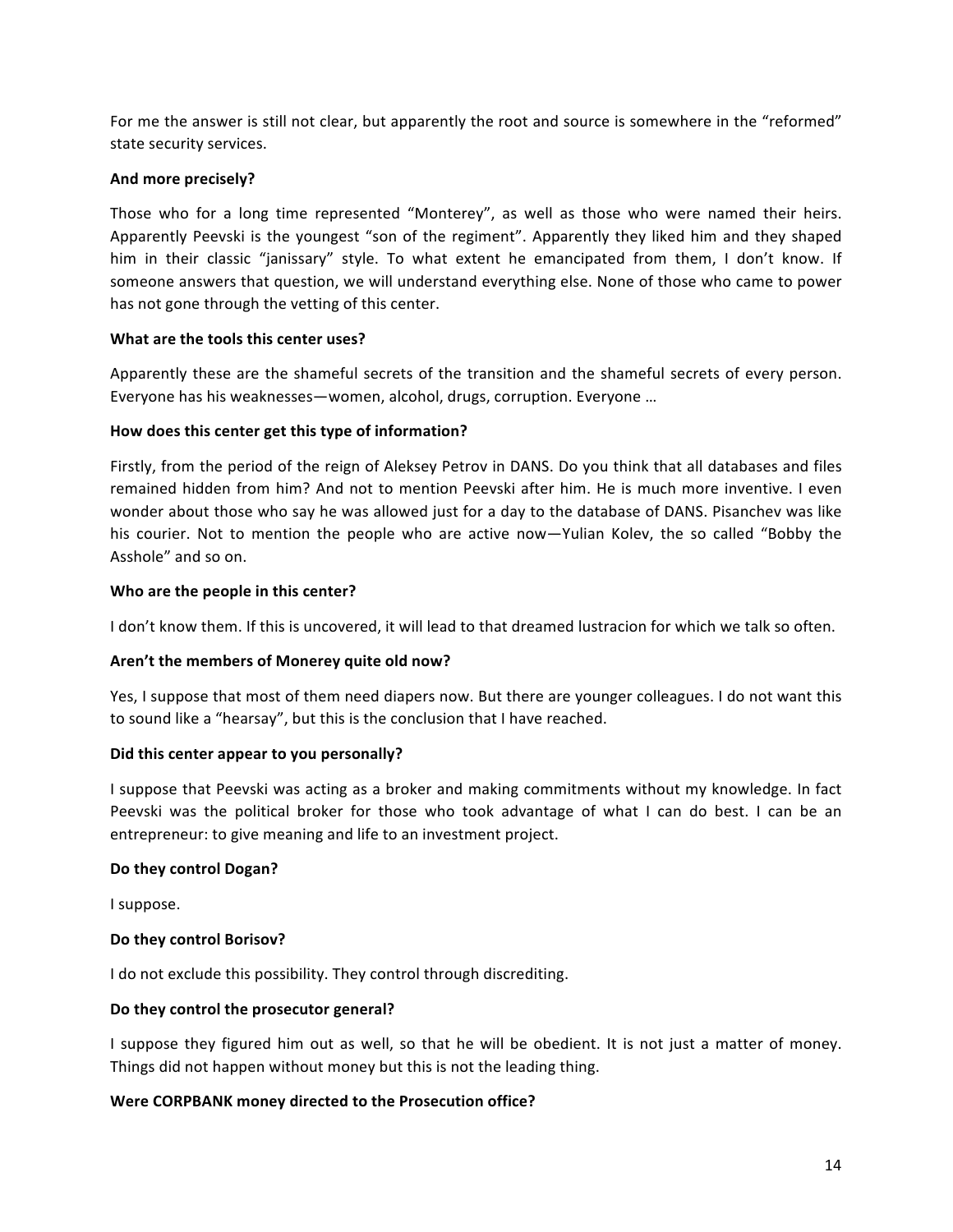For me the answer is still not clear, but apparently the root and source is somewhere in the "reformed" state security services.

**And more precisely?**

Those who for a long time represented "Monterey", as well as those who were named their heirs. Apparently Peevski is the youngest "son of the regiment". Apparently they liked him and they shaped him in their classic "janissary" style. To what extent he emancipated from them, I don't know. If someone answers that question, we will understand everything else. None of those who came to power has not gone through the vetting of this center.

**What are the tools this center uses?**

Apparently these are the shameful secrets of the transition and the shameful secrets of every person. Everyone has his weaknesses—women, alcohol, drugs, corruption. Everyone …

**How does this center get this type of information?**

Firstly, from the period of the reign of Aleksey Petrov in DANS. Do you think that all databases and files remained hidden from him? And not to mention Peevski after him. He is much more inventive. I even wonder about those who say he was allowed just for a day to the database of DANS. Pisanchev was like his courier. Not to mention the people who are active now—Yulian Kolev, the so called "Bobby the Asshole" and so on.

**Who are the people in this center?**

I don't know them. If this is uncovered, it will lead to that dreamed lustracion for which we talk so often.

**Aren't the members of Monerey quite old now?**

Yes, I suppose that most of them need diapers now. But there are younger colleagues. I do not want this to sound like a "hearsay", but this is the conclusion that I have reached.

**Did this center appear to you personally?**

I suppose that Peevski was acting as a broker and making commitments without my knowledge. In fact Peevski was the political broker for those who took advantage of what I can do best. I can be an entrepreneur: to give meaning and life to an investment project.

**Do they control Dogan?**

I suppose.

**Do they control Borisov?**

I do not exclude this possibility. They control through discrediting.

**Do they control the prosecutor general?**

I suppose they figured him out as well, so that he will be obedient. It is not just a matter of money. Things did not happen without money but this is not the leading thing.

**Were CORPBANK money directed to the Prosecution office?**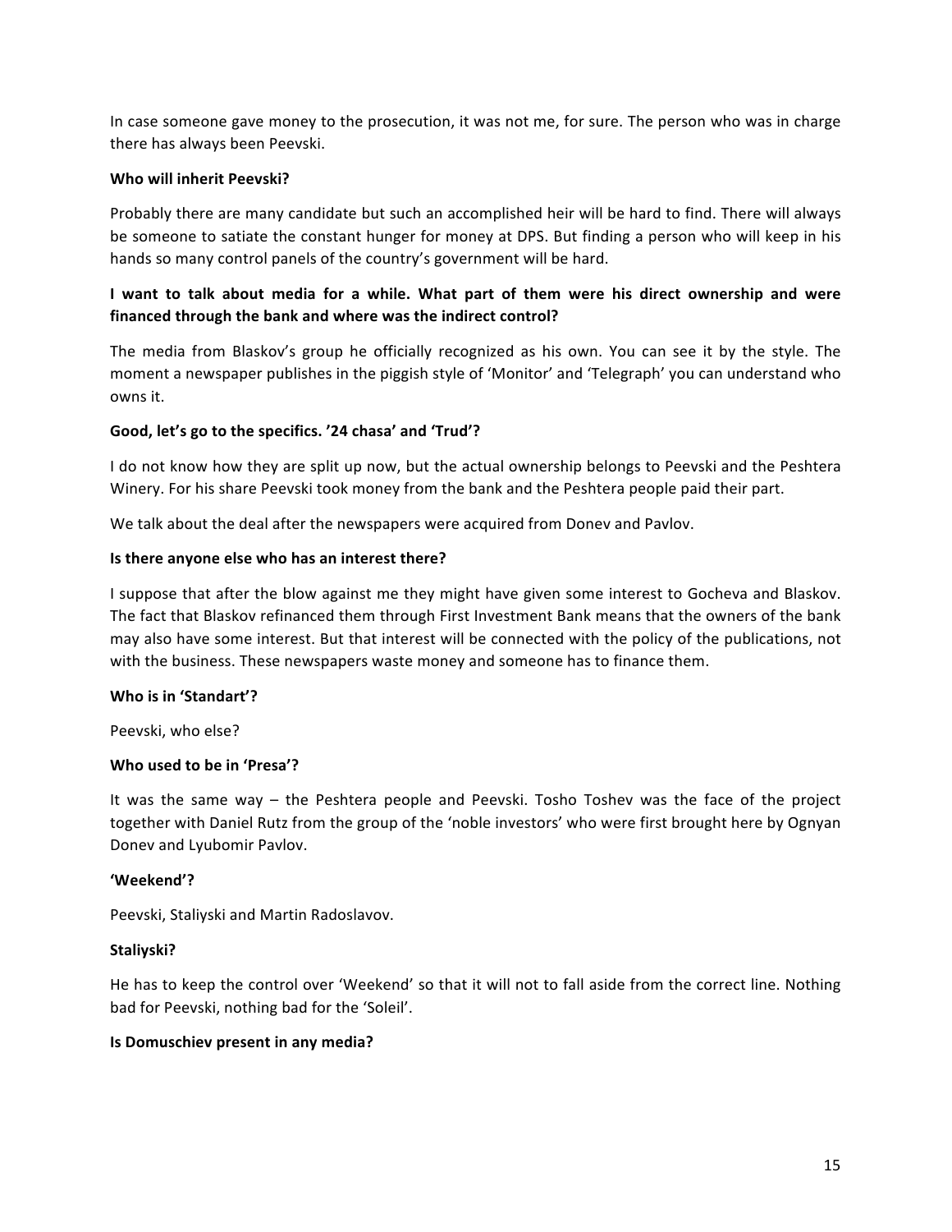In case someone gave money to the prosecution, it was not me, for sure. The person who was in charge there has always been Peevski.

**Who will inherit Peevski?**

Probably there are many candidate but such an accomplished heir will be hard to find. There will always be someone to satiate the constant hunger for money at DPS. But finding a person who will keep in his hands so many control panels of the country's government will be hard.

**I want to talk about media for a while. What part of them were his direct ownership and were financed through the bank and where was the indirect control?**

The media from Blaskov's group he officially recognized as his own. You can see it by the style. The moment a newspaper publishes in the piggish style of 'Monitor' and 'Telegraph' you can understand who owns it.

**Good, let's go to the specifics. '24 chasa' and 'Trud'?**

I do not know how they are split up now, but the actual ownership belongs to Peevski and the Peshtera Winery. For his share Peevski took money from the bank and the Peshtera people paid their part.

We talk about the deal after the newspapers were acquired from Donev and Pavlov.

**Is there anyone else who has an interest there?**

I suppose that after the blow against me they might have given some interest to Gocheva and Blaskov. The fact that Blaskov refinanced them through First Investment Bank means that the owners of the bank may also have some interest. But that interest will be connected with the policy of the publications, not with the business. These newspapers waste money and someone has to finance them.

**Who is in 'Standart'?**

Peevski, who else?

**Who used to be in 'Presa'?**

It was the same way – the Peshtera people and Peevski. Tosho Toshev was the face of the project together with Daniel Rutz from the group of the 'noble investors' who were first brought here by Ognyan Donev and Lyubomir Pavlov.

**'Weekend'?**

Peevski, Staliyski and Martin Radoslavov.

**Staliyski?**

He has to keep the control over 'Weekend' so that it will not to fall aside from the correct line. Nothing bad for Peevski, nothing bad for the 'Soleil'.

**Is Domuschiev present in any media?**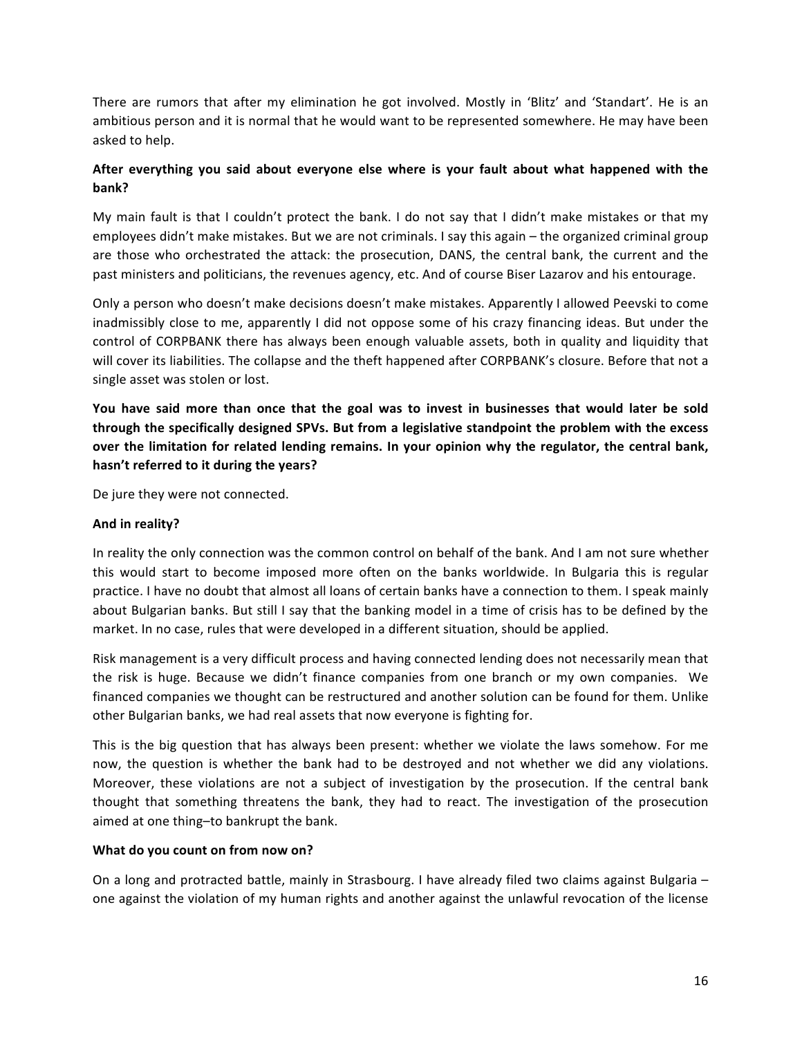There are rumors that after my elimination he got involved. Mostly in 'Blitz' and 'Standart'. He is an ambitious person and it is normal that he would want to be represented somewhere. He may have been asked to help.

**After everything you said about everyone else where is your fault about what happened with the bank?**

My main fault is that I couldn't protect the bank. I do not say that I didn't make mistakes or that my employees didn't make mistakes. But we are not criminals. I say this again – the organized criminal group are those who orchestrated the attack: the prosecution, DANS, the central bank, the current and the past ministers and politicians, the revenues agency, etc. And of course Biser Lazarov and his entourage.

Only a person who doesn't make decisions doesn't make mistakes. Apparently I allowed Peevski to come inadmissibly close to me, apparently I did not oppose some of his crazy financing ideas. But under the control of CORPBANK there has always been enough valuable assets, both in quality and liquidity that will cover its liabilities. The collapse and the theft happened after CORPBANK's closure. Before that not a single asset was stolen or lost.

**You have said more than once that the goal was to invest in businesses that would later be sold through the specifically designed SPVs. But from a legislative standpoint the problem with the excess over the limitation for related lending remains. In your opinion why the regulator, the central bank, hasn't referred to it during the years?**

De jure they were not connected.

**And in reality?**

In reality the only connection was the common control on behalf of the bank. And I am not sure whether this would start to become imposed more often on the banks worldwide. In Bulgaria this is regular practice. I have no doubt that almost all loans of certain banks have a connection to them. I speak mainly about Bulgarian banks. But still I say that the banking model in a time of crisis has to be defined by the market. In no case, rules that were developed in a different situation, should be applied.

Risk management is a very difficult process and having connected lending does not necessarily mean that the risk is huge. Because we didn't finance companies from one branch or my own companies. We financed companies we thought can be restructured and another solution can be found for them. Unlike other Bulgarian banks, we had real assets that now everyone is fighting for.

This is the big question that has always been present: whether we violate the laws somehow. For me now, the question is whether the bank had to be destroyed and not whether we did any violations. Moreover, these violations are not a subject of investigation by the prosecution. If the central bank thought that something threatens the bank, they had to react. The investigation of the prosecution aimed at one thing–to bankrupt the bank.

**What do you count on from now on?**

On a long and protracted battle, mainly in Strasbourg. I have already filed two claims against Bulgaria – one against the violation of my human rights and another against the unlawful revocation of the license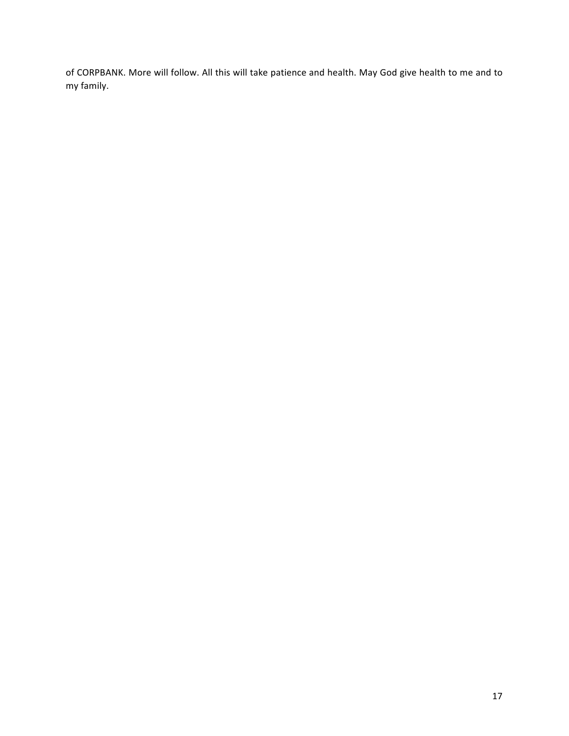of CORPBANK. More will follow. All this will take patience and health. May God give health to me and to my family.